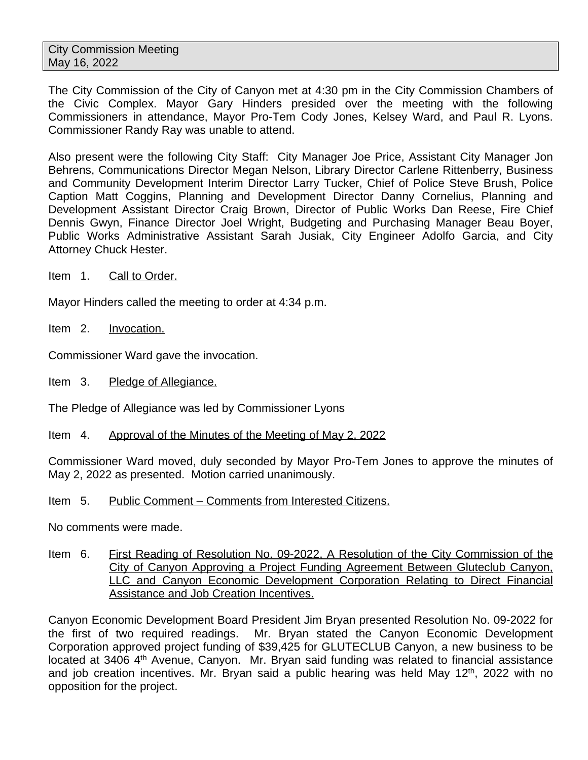City Commission Meeting
May 16, 2022

The City Commission of the City of Canyon met at 4:30 pm in the City Commission Chambers of the Civic Complex. Mayor Gary Hinders presided over the meeting with the following Commissioners in attendance, Mayor Pro-Tem Cody Jones, Kelsey Ward, and Paul R. Lyons. Commissioner Randy Ray was unable to attend.

Also present were the following City Staff: City Manager Joe Price, Assistant City Manager Jon Behrens, Communications Director Megan Nelson, Library Director Carlene Rittenberry, Business and Community Development Interim Director Larry Tucker, Chief of Police Steve Brush, Police Caption Matt Coggins, Planning and Development Director Danny Cornelius, Planning and Development Assistant Director Craig Brown, Director of Public Works Dan Reese, Fire Chief Dennis Gwyn, Finance Director Joel Wright, Budgeting and Purchasing Manager Beau Boyer, Public Works Administrative Assistant Sarah Jusiak, City Engineer Adolfo Garcia, and City Attorney Chuck Hester.

Item 1. Call to Order.

Mayor Hinders called the meeting to order at 4:34 p.m.

Item 2. Invocation.

Commissioner Ward gave the invocation.

Item 3. Pledge of Allegiance.

The Pledge of Allegiance was led by Commissioner Lyons

Item 4. Approval of the Minutes of the Meeting of May 2, 2022

Commissioner Ward moved, duly seconded by Mayor Pro-Tem Jones to approve the minutes of May 2, 2022 as presented. Motion carried unanimously.

Item 5. Public Comment – Comments from Interested Citizens.

No comments were made.

Item 6. First Reading of Resolution No. 09-2022, A Resolution of the City Commission of the City of Canyon Approving a Project Funding Agreement Between Gluteclub Canyon, LLC and Canyon Economic Development Corporation Relating to Direct Financial Assistance and Job Creation Incentives.

Canyon Economic Development Board President Jim Bryan presented Resolution No. 09-2022 for the first of two required readings. Mr. Bryan stated the Canyon Economic Development Corporation approved project funding of $39,425 for GLUTECLUB Canyon, a new business to be located at 3406 4th Avenue, Canyon. Mr. Bryan said funding was related to financial assistance and job creation incentives. Mr. Bryan said a public hearing was held May 12th, 2022 with no opposition for the project.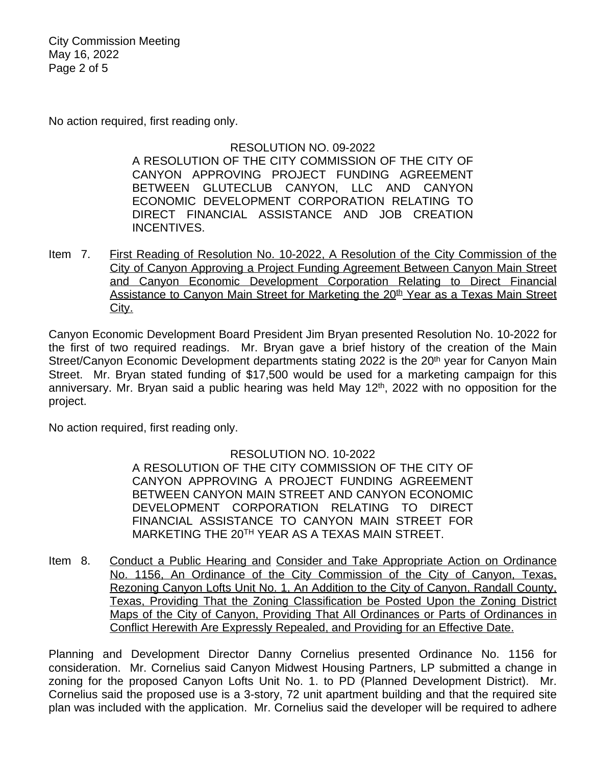No action required, first reading only.

RESOLUTION NO. 09-2022
A RESOLUTION OF THE CITY COMMISSION OF THE CITY OF CANYON APPROVING PROJECT FUNDING AGREEMENT BETWEEN GLUTECLUB CANYON, LLC AND CANYON ECONOMIC DEVELOPMENT CORPORATION RELATING TO DIRECT FINANCIAL ASSISTANCE AND JOB CREATION INCENTIVES.

Item 7. First Reading of Resolution No. 10-2022, A Resolution of the City Commission of the City of Canyon Approving a Project Funding Agreement Between Canyon Main Street and Canyon Economic Development Corporation Relating to Direct Financial Assistance to Canyon Main Street for Marketing the 20th Year as a Texas Main Street City.

Canyon Economic Development Board President Jim Bryan presented Resolution No. 10-2022 for the first of two required readings. Mr. Bryan gave a brief history of the creation of the Main Street/Canyon Economic Development departments stating 2022 is the 20th year for Canyon Main Street. Mr. Bryan stated funding of $17,500 would be used for a marketing campaign for this anniversary. Mr. Bryan said a public hearing was held May 12th, 2022 with no opposition for the project.

No action required, first reading only.

RESOLUTION NO. 10-2022
A RESOLUTION OF THE CITY COMMISSION OF THE CITY OF CANYON APPROVING A PROJECT FUNDING AGREEMENT BETWEEN CANYON MAIN STREET AND CANYON ECONOMIC DEVELOPMENT CORPORATION RELATING TO DIRECT FINANCIAL ASSISTANCE TO CANYON MAIN STREET FOR MARKETING THE 20TH YEAR AS A TEXAS MAIN STREET.

Item 8. Conduct a Public Hearing and Consider and Take Appropriate Action on Ordinance No. 1156, An Ordinance of the City Commission of the City of Canyon, Texas, Rezoning Canyon Lofts Unit No. 1, An Addition to the City of Canyon, Randall County, Texas, Providing That the Zoning Classification be Posted Upon the Zoning District Maps of the City of Canyon, Providing That All Ordinances or Parts of Ordinances in Conflict Herewith Are Expressly Repealed, and Providing for an Effective Date.

Planning and Development Director Danny Cornelius presented Ordinance No. 1156 for consideration. Mr. Cornelius said Canyon Midwest Housing Partners, LP submitted a change in zoning for the proposed Canyon Lofts Unit No. 1. to PD (Planned Development District). Mr. Cornelius said the proposed use is a 3-story, 72 unit apartment building and that the required site plan was included with the application. Mr. Cornelius said the developer will be required to adhere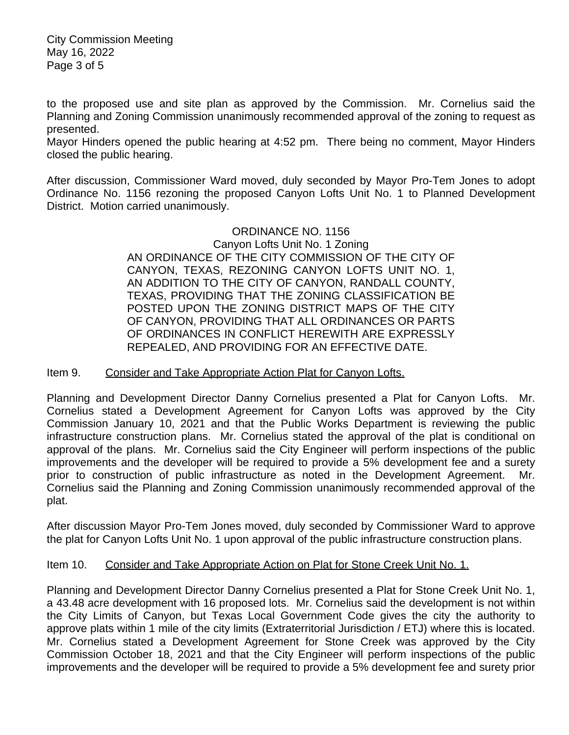to the proposed use and site plan as approved by the Commission. Mr. Cornelius said the Planning and Zoning Commission unanimously recommended approval of the zoning to request as presented.

Mayor Hinders opened the public hearing at 4:52 pm. There being no comment, Mayor Hinders closed the public hearing.

After discussion, Commissioner Ward moved, duly seconded by Mayor Pro-Tem Jones to adopt Ordinance No. 1156 rezoning the proposed Canyon Lofts Unit No. 1 to Planned Development District. Motion carried unanimously.

ORDINANCE NO. 1156
Canyon Lofts Unit No. 1 Zoning

AN ORDINANCE OF THE CITY COMMISSION OF THE CITY OF CANYON, TEXAS, REZONING CANYON LOFTS UNIT NO. 1, AN ADDITION TO THE CITY OF CANYON, RANDALL COUNTY, TEXAS, PROVIDING THAT THE ZONING CLASSIFICATION BE POSTED UPON THE ZONING DISTRICT MAPS OF THE CITY OF CANYON, PROVIDING THAT ALL ORDINANCES OR PARTS OF ORDINANCES IN CONFLICT HEREWITH ARE EXPRESSLY REPEALED, AND PROVIDING FOR AN EFFECTIVE DATE.

Item 9. Consider and Take Appropriate Action Plat for Canyon Lofts.

Planning and Development Director Danny Cornelius presented a Plat for Canyon Lofts. Mr. Cornelius stated a Development Agreement for Canyon Lofts was approved by the City Commission January 10, 2021 and that the Public Works Department is reviewing the public infrastructure construction plans. Mr. Cornelius stated the approval of the plat is conditional on approval of the plans. Mr. Cornelius said the City Engineer will perform inspections of the public improvements and the developer will be required to provide a 5% development fee and a surety prior to construction of public infrastructure as noted in the Development Agreement. Mr. Cornelius said the Planning and Zoning Commission unanimously recommended approval of the plat.

After discussion Mayor Pro-Tem Jones moved, duly seconded by Commissioner Ward to approve the plat for Canyon Lofts Unit No. 1 upon approval of the public infrastructure construction plans.

Item 10. Consider and Take Appropriate Action on Plat for Stone Creek Unit No. 1.

Planning and Development Director Danny Cornelius presented a Plat for Stone Creek Unit No. 1, a 43.48 acre development with 16 proposed lots. Mr. Cornelius said the development is not within the City Limits of Canyon, but Texas Local Government Code gives the city the authority to approve plats within 1 mile of the city limits (Extraterritorial Jurisdiction / ETJ) where this is located. Mr. Cornelius stated a Development Agreement for Stone Creek was approved by the City Commission October 18, 2021 and that the City Engineer will perform inspections of the public improvements and the developer will be required to provide a 5% development fee and surety prior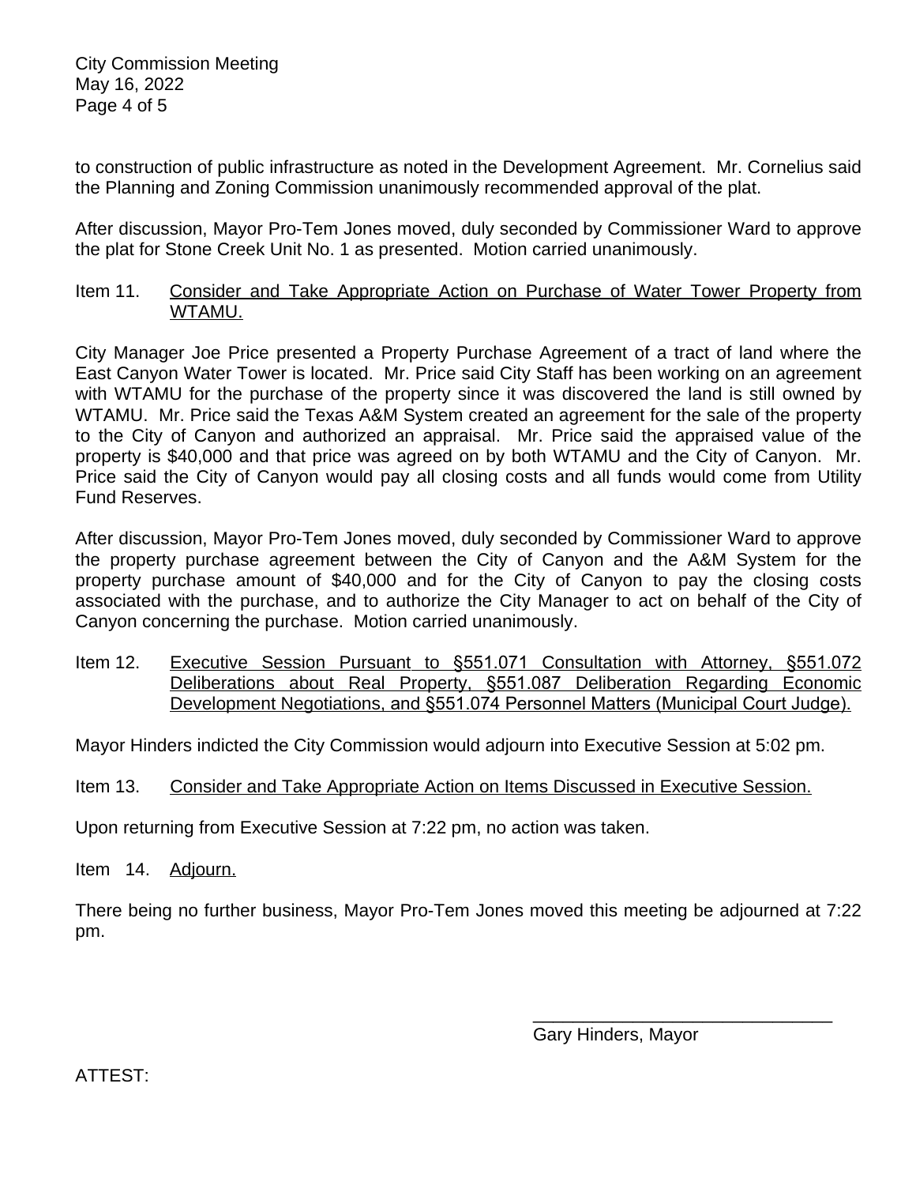to construction of public infrastructure as noted in the Development Agreement. Mr. Cornelius said the Planning and Zoning Commission unanimously recommended approval of the plat.

After discussion, Mayor Pro-Tem Jones moved, duly seconded by Commissioner Ward to approve the plat for Stone Creek Unit No. 1 as presented. Motion carried unanimously.

Item 11. Consider and Take Appropriate Action on Purchase of Water Tower Property from WTAMU.

City Manager Joe Price presented a Property Purchase Agreement of a tract of land where the East Canyon Water Tower is located. Mr. Price said City Staff has been working on an agreement with WTAMU for the purchase of the property since it was discovered the land is still owned by WTAMU. Mr. Price said the Texas A&M System created an agreement for the sale of the property to the City of Canyon and authorized an appraisal. Mr. Price said the appraised value of the property is $40,000 and that price was agreed on by both WTAMU and the City of Canyon. Mr. Price said the City of Canyon would pay all closing costs and all funds would come from Utility Fund Reserves.

After discussion, Mayor Pro-Tem Jones moved, duly seconded by Commissioner Ward to approve the property purchase agreement between the City of Canyon and the A&M System for the property purchase amount of $40,000 and for the City of Canyon to pay the closing costs associated with the purchase, and to authorize the City Manager to act on behalf of the City of Canyon concerning the purchase. Motion carried unanimously.

Item 12. Executive Session Pursuant to §551.071 Consultation with Attorney, §551.072 Deliberations about Real Property, §551.087 Deliberation Regarding Economic Development Negotiations, and §551.074 Personnel Matters (Municipal Court Judge).

Mayor Hinders indicted the City Commission would adjourn into Executive Session at 5:02 pm.

Item 13. Consider and Take Appropriate Action on Items Discussed in Executive Session.

Upon returning from Executive Session at 7:22 pm, no action was taken.

Item 14. Adjourn.

There being no further business, Mayor Pro-Tem Jones moved this meeting be adjourned at 7:22 pm.

\_\_\_\_\_\_\_\_\_\_\_\_\_\_\_\_\_\_\_\_\_\_\_\_\_\_\_\_\_\_\_\_

Gary Hinders, Mayor

ATTEST: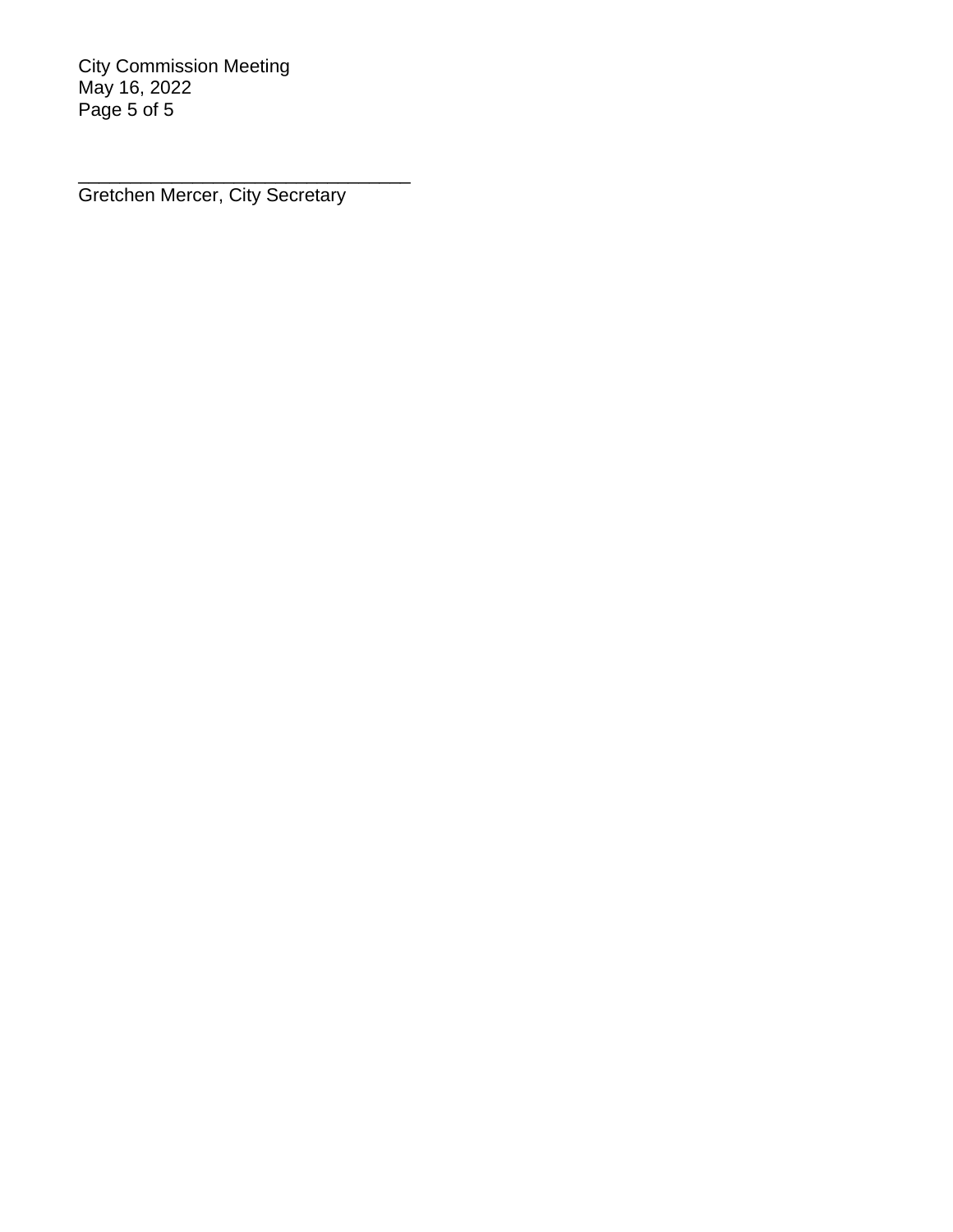________________________________
Gretchen Mercer, City Secretary